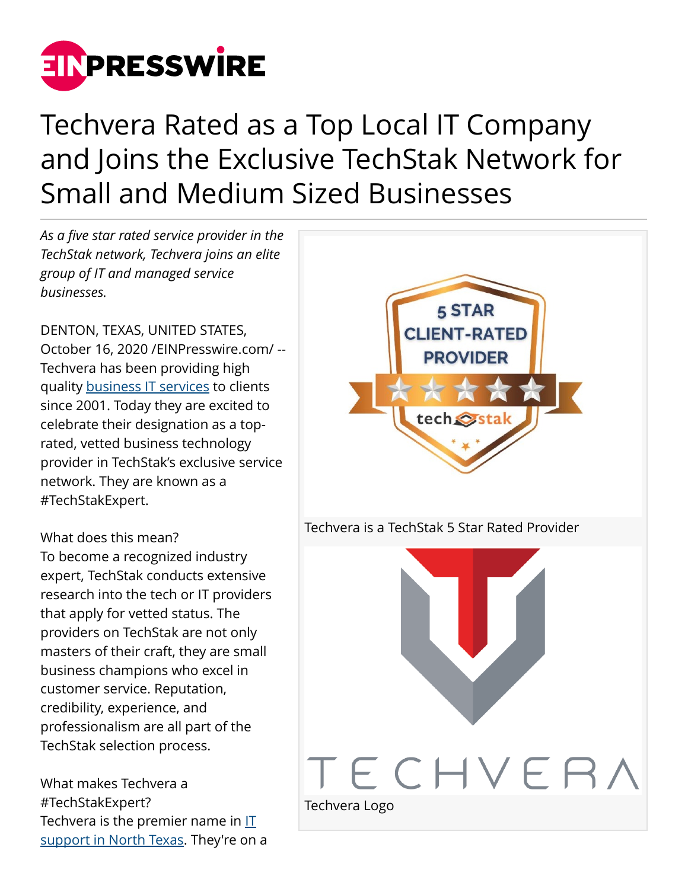# Techvera Rated as a Top Local IT Company and Joins the Exclusive TechStak Network for Small and Medium Sized Businesses

*As a five star rated service provider in the TechStak network, Techvera joins an elite group of IT and managed service businesses.*

DENTON, TEXAS, UNITED STATES, October 16, 2020 /EINPresswire.com/ -- Techvera has been providing high quality business IT services to clients since 2001. Today they are excited to celebrate their designation as a top-rated, vetted business technology provider in TechStak's exclusive service network. They are known as a #TechStakExpert.

What does this mean?
To become a recognized industry expert, TechStak conducts extensive research into the tech or IT providers that apply for vetted status. The providers on TechStak are not only masters of their craft, they are small business champions who excel in customer service. Reputation, credibility, experience, and professionalism are all part of the TechStak selection process.

What makes Techvera a #TechStakExpert?
Techvera is the premier name in IT support in North Texas. They're on a

Techvera is a TechStak 5 Star Rated Provider

Techvera Logo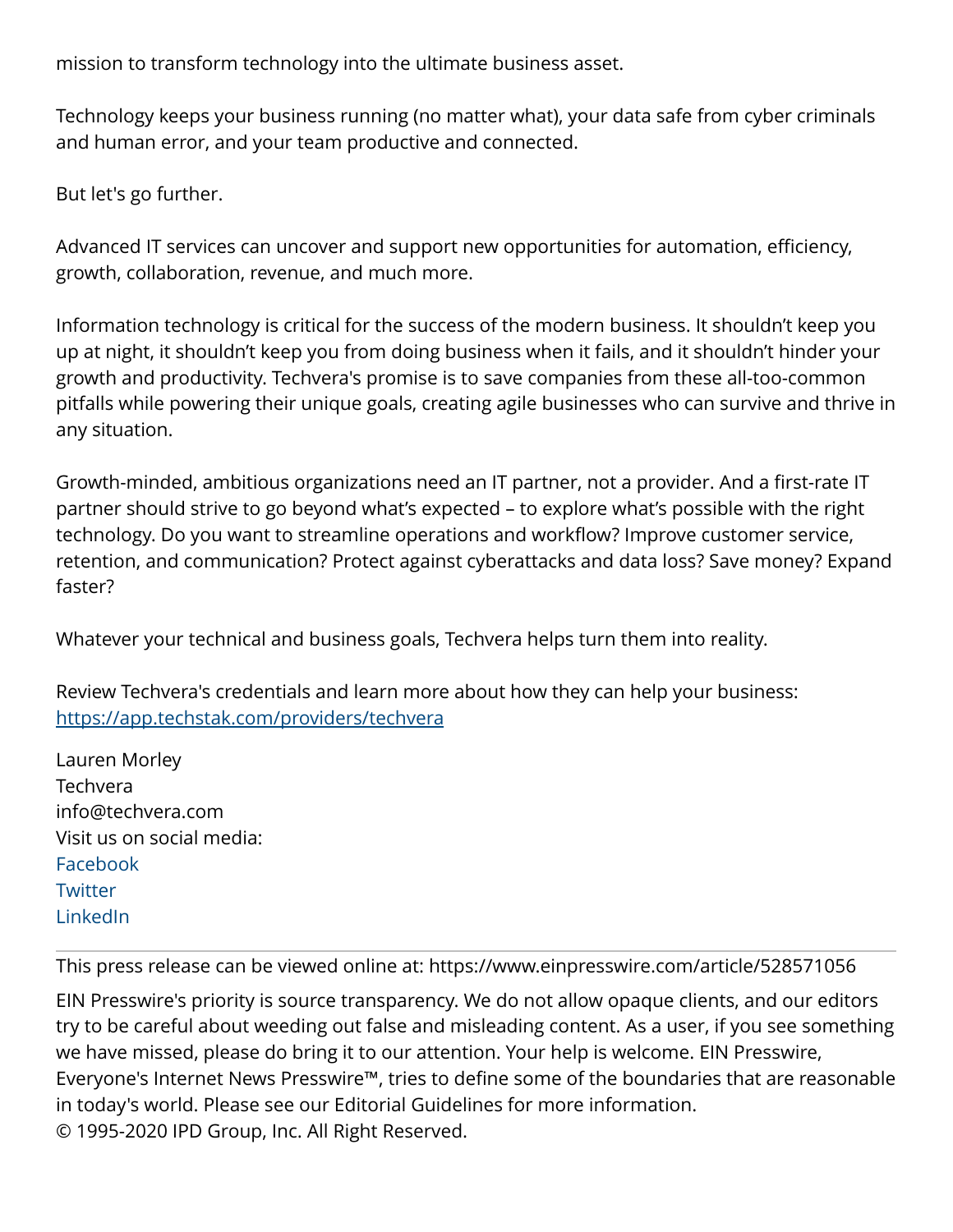mission to transform technology into the ultimate business asset.

Technology keeps your business running (no matter what), your data safe from cyber criminals and human error, and your team productive and connected.

But let's go further.

Advanced IT services can uncover and support new opportunities for automation, efficiency, growth, collaboration, revenue, and much more.

Information technology is critical for the success of the modern business. It shouldn't keep you up at night, it shouldn't keep you from doing business when it fails, and it shouldn't hinder your growth and productivity. Techvera's promise is to save companies from these all-too-common pitfalls while powering their unique goals, creating agile businesses who can survive and thrive in any situation.

Growth-minded, ambitious organizations need an IT partner, not a provider. And a first-rate IT partner should strive to go beyond what's expected – to explore what's possible with the right technology. Do you want to streamline operations and workflow? Improve customer service, retention, and communication? Protect against cyberattacks and data loss? Save money? Expand faster?

Whatever your technical and business goals, Techvera helps turn them into reality.

Review Techvera's credentials and learn more about how they can help your business:
https://app.techstak.com/providers/techvera

Lauren Morley
Techvera
info@techvera.com
Visit us on social media:
Facebook
Twitter
LinkedIn

---

This press release can be viewed online at: https://www.einpresswire.com/article/528571056

EIN Presswire's priority is source transparency. We do not allow opaque clients, and our editors try to be careful about weeding out false and misleading content. As a user, if you see something we have missed, please do bring it to our attention. Your help is welcome. EIN Presswire, Everyone's Internet News Presswire™, tries to define some of the boundaries that are reasonable in today's world. Please see our Editorial Guidelines for more information.
© 1995-2020 IPD Group, Inc. All Right Reserved.